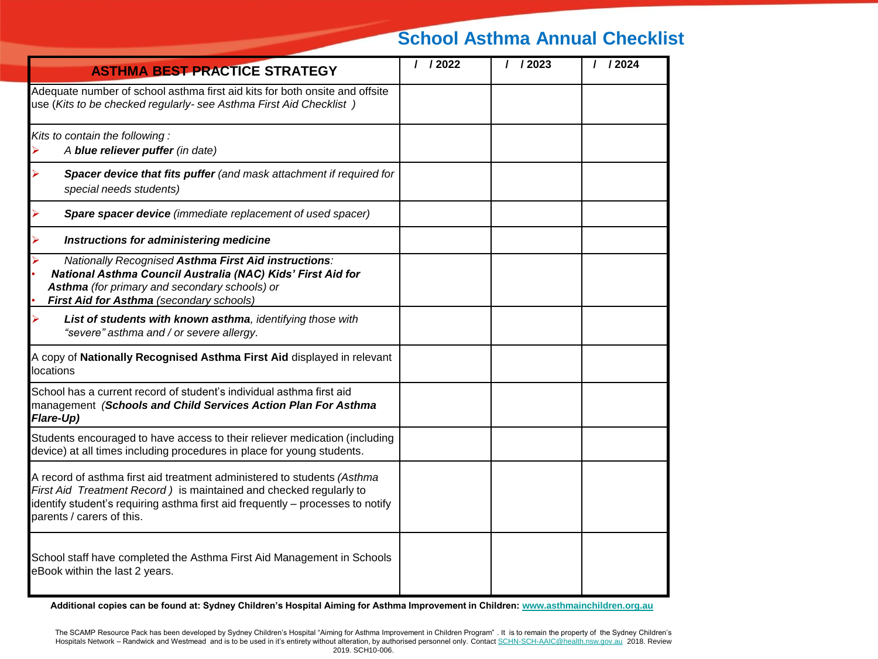# School Asthma Annual Checklist

| **ASTHMA BEST PRACTICE STRATEGY** | / / 2022 | / / 2023 | / / 2024 |
|---|---|---|---|
| Adequate number of school asthma first aid kits for both onsite and offsite use (*Kits to be checked regularly- see Asthma First Aid Checklist* ) | | | |
| *Kits to contain the following :*<br>➢ *A **blue reliever puffer** (in date)* | | | |
| ➢ ***Spacer device that fits puffer** (and mask attachment if required for special needs students)* | | | |
| ➢ ***Spare spacer device** (immediate replacement of used spacer)* | | | |
| ➢ ***Instructions for administering medicine*** | | | |
| ➢ *Nationally Recognised **Asthma First Aid instructions**:*<br>• ***National Asthma Council Australia (NAC) Kids' First Aid for Asthma** (for primary and secondary schools) or*<br>• ***First Aid for Asthma** (secondary schools)* | | | |
| ➢ ***List of students with known asthma**, identifying those with "severe" asthma and / or severe allergy.* | | | |
| A copy of **Nationally Recognised Asthma First Aid** displayed in relevant locations | | | |
| School has a current record of student's individual asthma first aid management (***Schools and Child Services Action Plan For Asthma Flare-Up)*** | | | |
| Students encouraged to have access to their reliever medication (including device) at all times including procedures in place for young students. | | | |
| A record of asthma first aid treatment administered to students *(Asthma First Aid Treatment Record )* is maintained and checked regularly to identify student's requiring asthma first aid frequently – processes to notify parents / carers of this. | | | |
| School staff have completed the Asthma First Aid Management in Schools eBook within the last 2 years. | | | |

**Additional copies can be found at: Sydney Children's Hospital Aiming for Asthma Improvement in Children: [www.asthmainchildren.org.au](http://www.asthmainchildren.org.au)**

The SCAMP Resource Pack has been developed by Sydney Children's Hospital "Aiming for Asthma Improvement in Children Program" . It is to remain the property of the Sydney Children's Hospitals Network – Randwick and Westmead and is to be used in it's entirety without alteration, by authorised personnel only. Contact SCHN-SCH-AAIC@health.nsw.gov.au 2018. Review 2019. SCH10-006.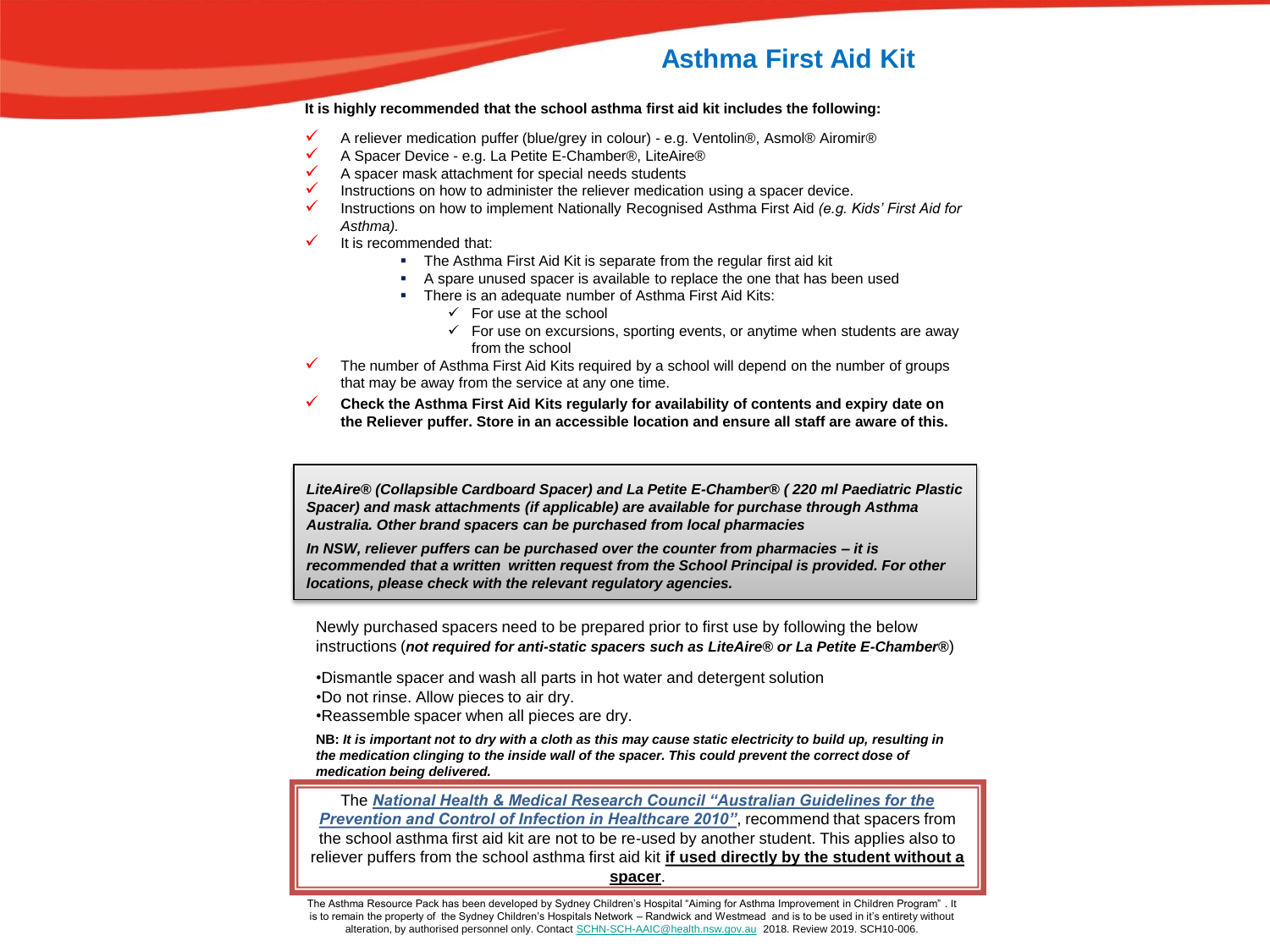# Asthma First Aid Kit

**It is highly recommended that the school asthma first aid kit includes the following:**

- ✓ A reliever medication puffer (blue/grey in colour) - e.g. Ventolin®, Asmol® Airomir®
- ✓ A Spacer Device - e.g. La Petite E-Chamber®, LiteAire®
- ✓ A spacer mask attachment for special needs students
- ✓ Instructions on how to administer the reliever medication using a spacer device.
- ✓ Instructions on how to implement Nationally Recognised Asthma First Aid *(e.g. Kids' First Aid for Asthma).*
- ✓ It is recommended that:
  - The Asthma First Aid Kit is separate from the regular first aid kit
  - A spare unused spacer is available to replace the one that has been used
  - There is an adequate number of Asthma First Aid Kits:
    - ✓ For use at the school
    - ✓ For use on excursions, sporting events, or anytime when students are away from the school
- ✓ The number of Asthma First Aid Kits required by a school will depend on the number of groups that may be away from the service at any one time.
- ✓ **Check the Asthma First Aid Kits regularly for availability of contents and expiry date on the Reliever puffer. Store in an accessible location and ensure all staff are aware of this.**

***LiteAire® (Collapsible Cardboard Spacer) and La Petite E-Chamber® ( 220 ml Paediatric Plastic Spacer) and mask attachments (if applicable) are available for purchase through Asthma Australia. Other brand spacers can be purchased from local pharmacies***

***In NSW, reliever puffers can be purchased over the counter from pharmacies – it is recommended that a written written request from the School Principal is provided. For other locations, please check with the relevant regulatory agencies.***

Newly purchased spacers need to be prepared prior to first use by following the below instructions (***not required for anti-static spacers such as LiteAire® or La Petite E-Chamber®***)

- Dismantle spacer and wash all parts in hot water and detergent solution
- Do not rinse. Allow pieces to air dry.
- Reassemble spacer when all pieces are dry.

**NB:** ***It is important not to dry with a cloth as this may cause static electricity to build up, resulting in the medication clinging to the inside wall of the spacer. This could prevent the correct dose of medication being delivered.***

The ***National Health & Medical Research Council "Australian Guidelines for the Prevention and Control of Infection in Healthcare 2010"***, recommend that spacers from the school asthma first aid kit are not to be re-used by another student. This applies also to reliever puffers from the school asthma first aid kit **if used directly by the student without a spacer**.

The Asthma Resource Pack has been developed by Sydney Children's Hospital "Aiming for Asthma Improvement in Children Program" . It is to remain the property of the Sydney Children's Hospitals Network – Randwick and Westmead and is to be used in it's entirety without alteration, by authorised personnel only. Contact SCHN-SCH-AAIC@health.nsw.gov.au 2018. Review 2019. SCH10-006.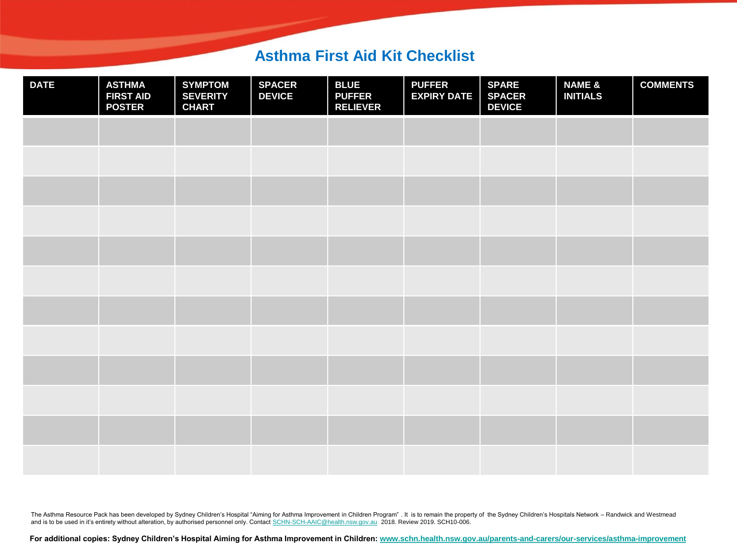# Asthma First Aid Kit Checklist

| DATE | ASTHMA FIRST AID POSTER | SYMPTOM SEVERITY CHART | SPACER DEVICE | BLUE PUFFER RELIEVER | PUFFER EXPIRY DATE | SPARE SPACER DEVICE | NAME & INITIALS | COMMENTS |
|---|---|---|---|---|---|---|---|---|
| | | | | | | | | |
| | | | | | | | | |
| | | | | | | | | |
| | | | | | | | | |
| | | | | | | | | |
| | | | | | | | | |
| | | | | | | | | |
| | | | | | | | | |
| | | | | | | | | |
| | | | | | | | | |
| | | | | | | | | |
| | | | | | | | | |

The Asthma Resource Pack has been developed by Sydney Children's Hospital "Aiming for Asthma Improvement in Children Program" . It is to remain the property of the Sydney Children's Hospitals Network – Randwick and Westmead and is to be used in it's entirety without alteration, by authorised personnel only. Contact SCHN-SCH-AAIC@health.nsw.gov.au 2018. Review 2019. SCH10-006.

**For additional copies: Sydney Children's Hospital Aiming for Asthma Improvement in Children: www.schn.health.nsw.gov.au/parents-and-carers/our-services/asthma-improvement**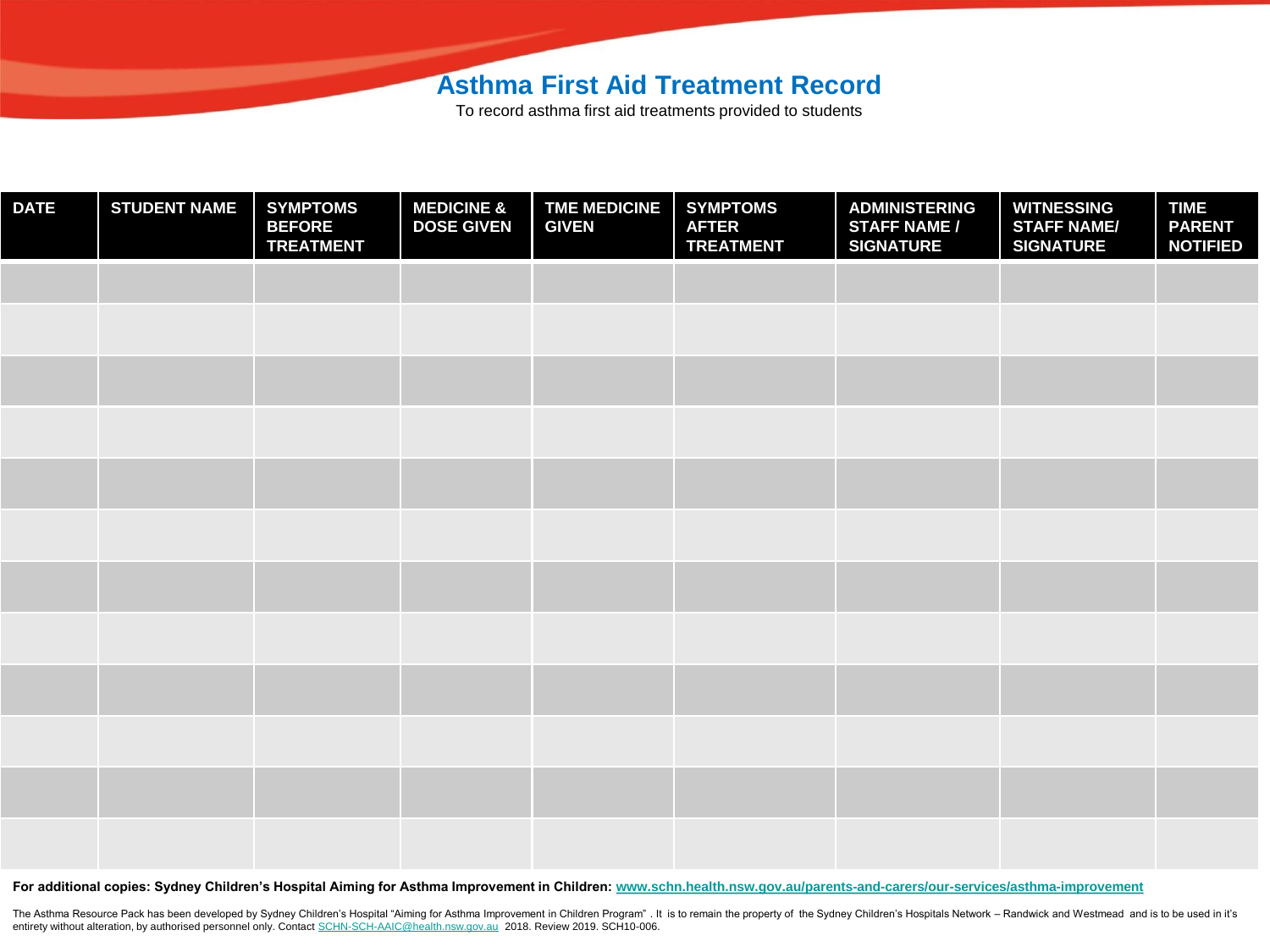# Asthma First Aid Treatment Record

To record asthma first aid treatments provided to students

| DATE | STUDENT NAME | SYMPTOMS BEFORE TREATMENT | MEDICINE & DOSE GIVEN | TME MEDICINE GIVEN | SYMPTOMS AFTER TREATMENT | ADMINISTERING STAFF NAME / SIGNATURE | WITNESSING STAFF NAME/ SIGNATURE | TIME PARENT NOTIFIED |
|---|---|---|---|---|---|---|---|---|
| | | | | | | | | |
| | | | | | | | | |
| | | | | | | | | |
| | | | | | | | | |
| | | | | | | | | |
| | | | | | | | | |
| | | | | | | | | |
| | | | | | | | | |
| | | | | | | | | |
| | | | | | | | | |
| | | | | | | | | |
| | | | | | | | | |

**For additional copies: Sydney Children's Hospital Aiming for Asthma Improvement in Children: [www.schn.health.nsw.gov.au/parents-and-carers/our-services/asthma-improvement](www.schn.health.nsw.gov.au/parents-and-carers/our-services/asthma-improvement)**

The Asthma Resource Pack has been developed by Sydney Children's Hospital "Aiming for Asthma Improvement in Children Program" . It is to remain the property of the Sydney Children's Hospitals Network – Randwick and Westmead and is to be used in it's entirety without alteration, by authorised personnel only. Contact SCHN-SCH-AAIC@health.nsw.gov.au 2018. Review 2019. SCH10-006.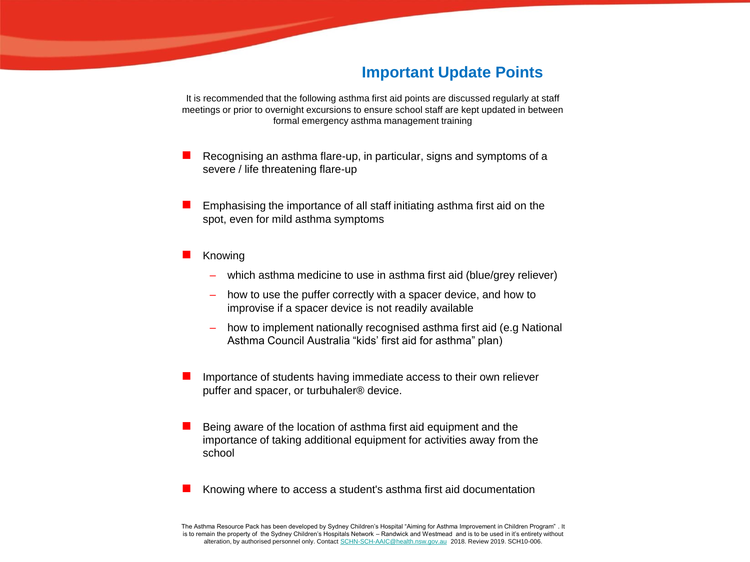## Important Update Points

It is recommended that the following asthma first aid points are discussed regularly at staff meetings or prior to overnight excursions to ensure school staff are kept updated in between formal emergency asthma management training

- Recognising an asthma flare-up, in particular, signs and symptoms of a severe / life threatening flare-up
- Emphasising the importance of all staff initiating asthma first aid on the spot, even for mild asthma symptoms
- Knowing
  - which asthma medicine to use in asthma first aid (blue/grey reliever)
  - how to use the puffer correctly with a spacer device, and how to improvise if a spacer device is not readily available
  - how to implement nationally recognised asthma first aid (e.g National Asthma Council Australia "kids' first aid for asthma" plan)
- Importance of students having immediate access to their own reliever puffer and spacer, or turbuhaler® device.
- Being aware of the location of asthma first aid equipment and the importance of taking additional equipment for activities away from the school
- Knowing where to access a student's asthma first aid documentation

The Asthma Resource Pack has been developed by Sydney Children's Hospital "Aiming for Asthma Improvement in Children Program" . It is to remain the property of the Sydney Children's Hospitals Network – Randwick and Westmead and is to be used in it's entirety without alteration, by authorised personnel only. Contact SCHN-SCH-AAIC@health.nsw.gov.au 2018. Review 2019. SCH10-006.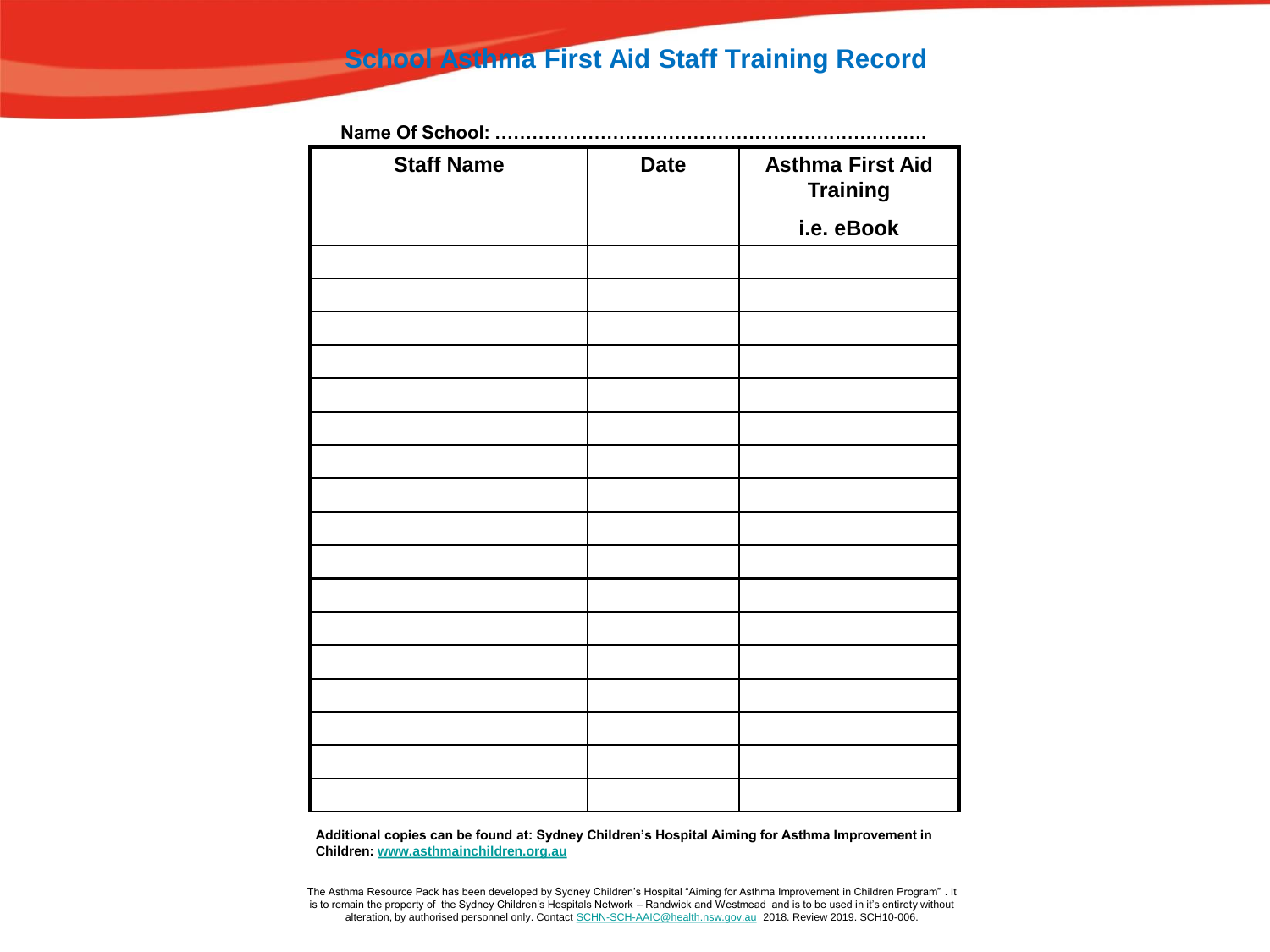# School Asthma First Aid Staff Training Record

**Name Of School: ……………………………………………………………**

| Staff Name | Date | Asthma First Aid Training i.e. eBook |
|---|---|---|
| | | |
| | | |
| | | |
| | | |
| | | |
| | | |
| | | |
| | | |
| | | |
| | | |
| | | |
| | | |
| | | |
| | | |
| | | |
| | | |
| | | |

**Additional copies can be found at: Sydney Children's Hospital Aiming for Asthma Improvement in Children: [www.asthmainchildren.org.au](http://www.asthmainchildren.org.au)**

The Asthma Resource Pack has been developed by Sydney Children's Hospital "Aiming for Asthma Improvement in Children Program" . It is to remain the property of the Sydney Children's Hospitals Network – Randwick and Westmead and is to be used in it's entirety without alteration, by authorised personnel only. Contact SCHN-SCH-AAIC@health.nsw.gov.au 2018. Review 2019. SCH10-006.